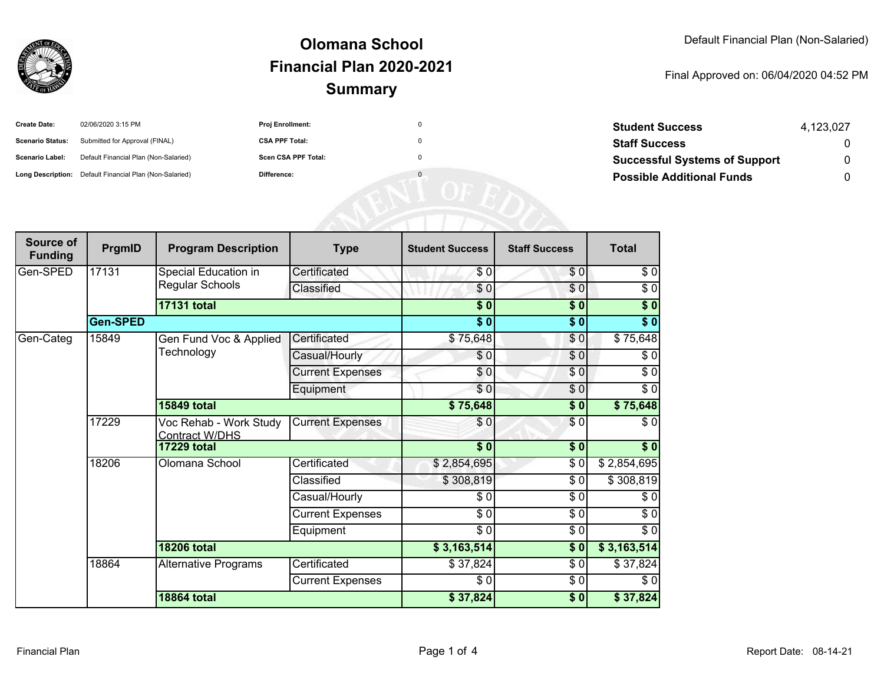# Olomana School
## Financial Plan 2020-2021
## Summary

Default Financial Plan (Non-Salaried)

Final Approved on: 06/04/2020 04:52 PM

| | | | |
|---|---|---|---|
| **Create Date:** | 02/06/2020 3:15 PM | **Proj Enrollment:** | 0 |
| **Scenario Status:** | Submitted for Approval (FINAL) | **CSA PPF Total:** | 0 |
| **Scenario Label:** | Default Financial Plan (Non-Salaried) | **Scen CSA PPF Total:** | 0 |
| **Long Description:** | Default Financial Plan (Non-Salaried) | **Difference:** | 0 |

| | |
|---|---|
| **Student Success** | 4,123,027 |
| **Staff Success** | 0 |
| **Successful Systems of Support** | 0 |
| **Possible Additional Funds** | 0 |

| Source of Funding | PrgmID | Program Description | Type | Student Success | Staff Success | Total |
|---|---|---|---|---|---|---|
| Gen-SPED | 17131 | Special Education in Regular Schools | Certificated | $ 0 | $ 0 | $ 0 |
| | | | Classified | $ 0 | $ 0 | $ 0 |
| | | **17131 total** | | **$ 0** | **$ 0** | **$ 0** |
| | **Gen-SPED** | | | **$ 0** | **$ 0** | **$ 0** |
| Gen-Categ | 15849 | Gen Fund Voc & Applied Technology | Certificated | $ 75,648 | $ 0 | $ 75,648 |
| | | | Casual/Hourly | $ 0 | $ 0 | $ 0 |
| | | | Current Expenses | $ 0 | $ 0 | $ 0 |
| | | | Equipment | $ 0 | $ 0 | $ 0 |
| | | **15849 total** | | **$ 75,648** | **$ 0** | **$ 75,648** |
| | 17229 | Voc Rehab - Work Study Contract W/DHS | Current Expenses | $ 0 | $ 0 | $ 0 |
| | | **17229 total** | | **$ 0** | **$ 0** | **$ 0** |
| | 18206 | Olomana School | Certificated | $ 2,854,695 | $ 0 | $ 2,854,695 |
| | | | Classified | $ 308,819 | $ 0 | $ 308,819 |
| | | | Casual/Hourly | $ 0 | $ 0 | $ 0 |
| | | | Current Expenses | $ 0 | $ 0 | $ 0 |
| | | | Equipment | $ 0 | $ 0 | $ 0 |
| | | **18206 total** | | **$ 3,163,514** | **$ 0** | **$ 3,163,514** |
| | 18864 | Alternative Programs | Certificated | $ 37,824 | $ 0 | $ 37,824 |
| | | | Current Expenses | $ 0 | $ 0 | $ 0 |
| | | **18864 total** | | **$ 37,824** | **$ 0** | **$ 37,824** |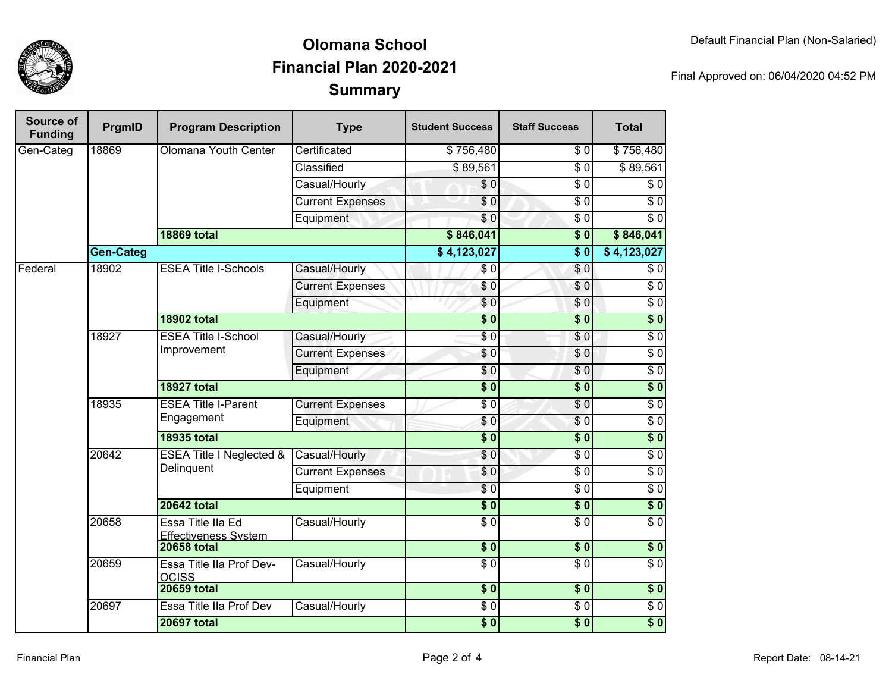# Olomana School
## Financial Plan 2020-2021
## Summary

Default Financial Plan (Non-Salaried)

Final Approved on: 06/04/2020 04:52 PM

| Source of Funding | PrgmID | Program Description | Type | Student Success | Staff Success | Total |
|---|---|---|---|---|---|---|
| Gen-Categ | 18869 | Olomana Youth Center | Certificated | $ 756,480 | $ 0 | $ 756,480 |
| | | | Classified | $ 89,561 | $ 0 | $ 89,561 |
| | | | Casual/Hourly | $ 0 | $ 0 | $ 0 |
| | | | Current Expenses | $ 0 | $ 0 | $ 0 |
| | | | Equipment | $ 0 | $ 0 | $ 0 |
| | | **18869 total** | | **$ 846,041** | **$ 0** | **$ 846,041** |
| | **Gen-Categ** | | | **$ 4,123,027** | **$ 0** | **$ 4,123,027** |
| Federal | 18902 | ESEA Title I-Schools | Casual/Hourly | $ 0 | $ 0 | $ 0 |
| | | | Current Expenses | $ 0 | $ 0 | $ 0 |
| | | | Equipment | $ 0 | $ 0 | $ 0 |
| | | **18902 total** | | **$ 0** | **$ 0** | **$ 0** |
| | 18927 | ESEA Title I-School Improvement | Casual/Hourly | $ 0 | $ 0 | $ 0 |
| | | | Current Expenses | $ 0 | $ 0 | $ 0 |
| | | | Equipment | $ 0 | $ 0 | $ 0 |
| | | **18927 total** | | **$ 0** | **$ 0** | **$ 0** |
| | 18935 | ESEA Title I-Parent Engagement | Current Expenses | $ 0 | $ 0 | $ 0 |
| | | | Equipment | $ 0 | $ 0 | $ 0 |
| | | **18935 total** | | **$ 0** | **$ 0** | **$ 0** |
| | 20642 | ESEA Title I Neglected & Delinquent | Casual/Hourly | $ 0 | $ 0 | $ 0 |
| | | | Current Expenses | $ 0 | $ 0 | $ 0 |
| | | | Equipment | $ 0 | $ 0 | $ 0 |
| | | **20642 total** | | **$ 0** | **$ 0** | **$ 0** |
| | 20658 | Essa Title IIa Ed Effectiveness System | Casual/Hourly | $ 0 | $ 0 | $ 0 |
| | | **20658 total** | | **$ 0** | **$ 0** | **$ 0** |
| | 20659 | Essa Title IIa Prof Dev-OCISS | Casual/Hourly | $ 0 | $ 0 | $ 0 |
| | | **20659 total** | | **$ 0** | **$ 0** | **$ 0** |
| | 20697 | Essa Title IIa Prof Dev | Casual/Hourly | $ 0 | $ 0 | $ 0 |
| | | **20697 total** | | **$ 0** | **$ 0** | **$ 0** |

Financial Plan

Report Date: 08-14-21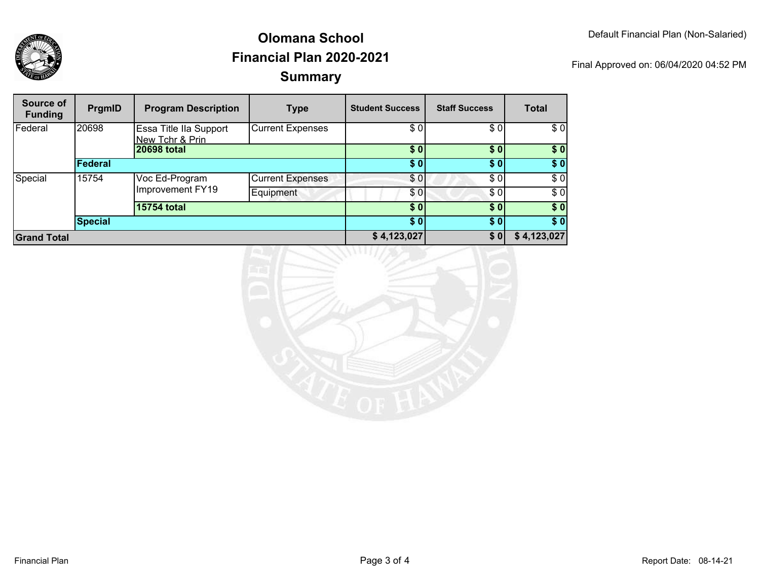# Olomana School
## Financial Plan 2020-2021
## Summary

Default Financial Plan (Non-Salaried)

Final Approved on: 06/04/2020 04:52 PM

| Source of Funding | PrgmID | Program Description | Type | Student Success | Staff Success | Total |
|---|---|---|---|---|---|---|
| Federal | 20698 | Essa Title IIa Support New Tchr & Prin | Current Expenses | $ 0 | $ 0 | $ 0 |
| | | **20698 total** | | **$ 0** | **$ 0** | **$ 0** |
| | **Federal** | | | **$ 0** | **$ 0** | **$ 0** |
| Special | 15754 | Voc Ed-Program Improvement FY19 | Current Expenses | $ 0 | $ 0 | $ 0 |
| | | | Equipment | $ 0 | $ 0 | $ 0 |
| | | **15754 total** | | **$ 0** | **$ 0** | **$ 0** |
| | **Special** | | | **$ 0** | **$ 0** | **$ 0** |
| **Grand Total** | | | | **$ 4,123,027** | **$ 0** | **$ 4,123,027** |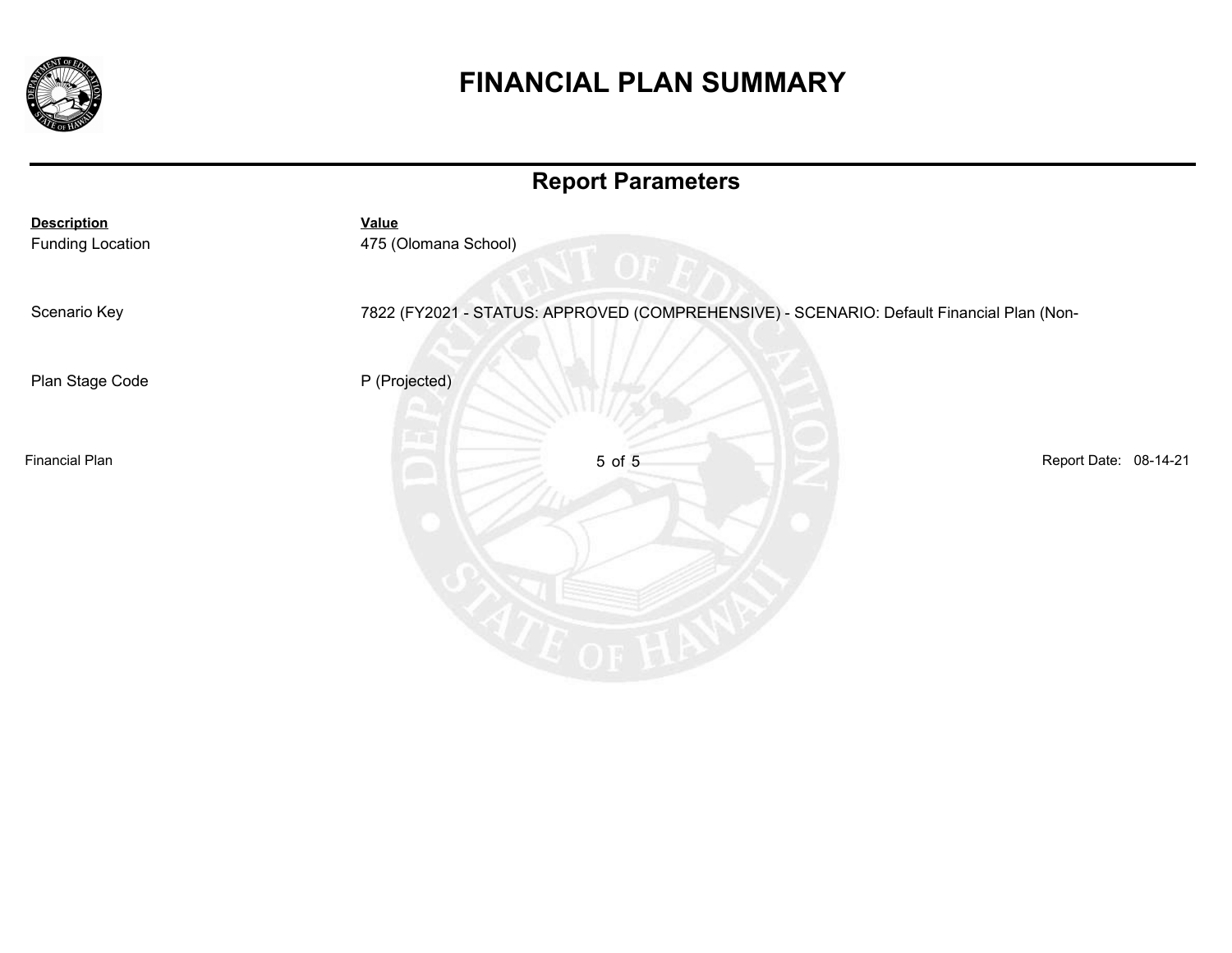# FINANCIAL PLAN SUMMARY

## Report Parameters

| Description | Value |
| --- | --- |
| Funding Location | 475 (Olomana School) |
| Scenario Key | 7822 (FY2021 - STATUS: APPROVED (COMPREHENSIVE) - SCENARIO: Default Financial Plan (Non- |
| Plan Stage Code | P (Projected) |

Financial Plan

Report Date: 08-14-21